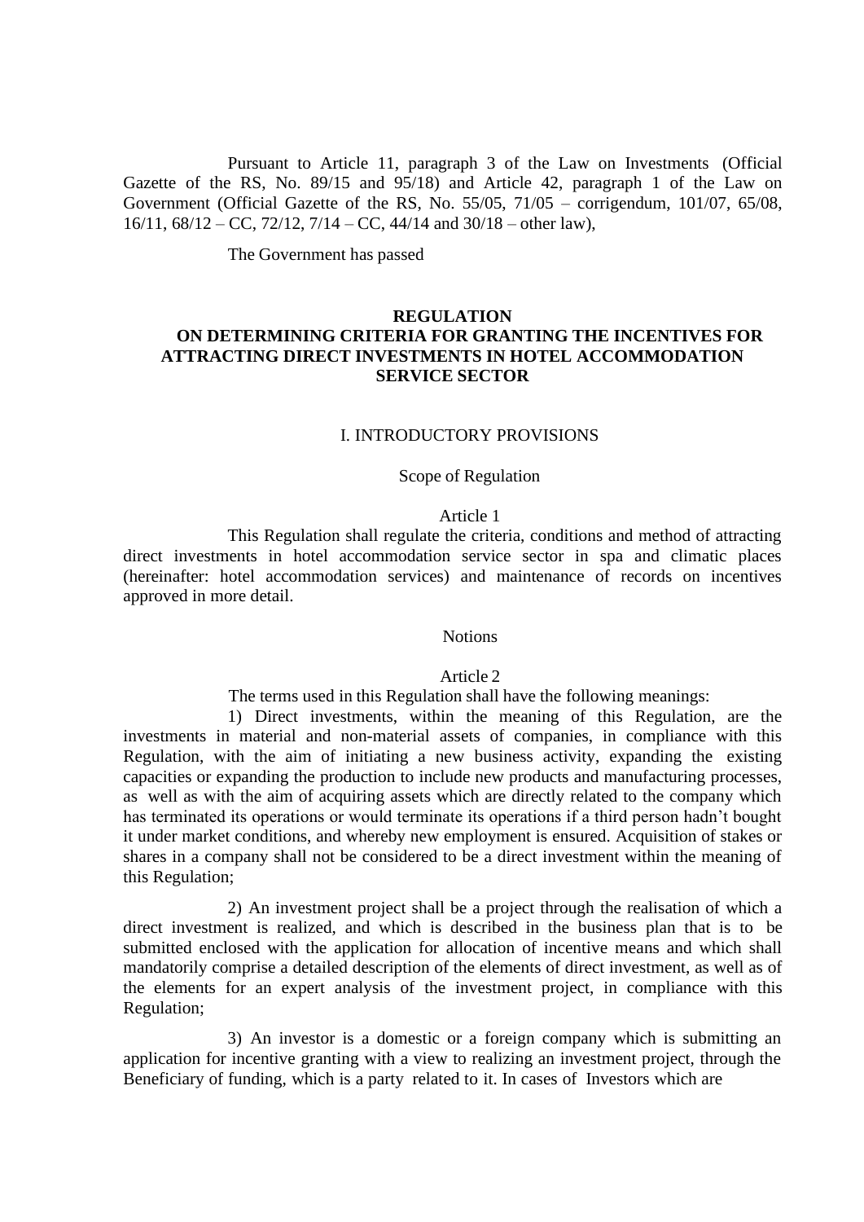Pursuant to Article 11, paragraph 3 of the Law on Investments (Official Gazette of the RS, No. 89/15 and 95/18) and Article 42, paragraph 1 of the Law on Government (Official Gazette of the RS, No. 55/05, 71/05 – corrigendum, 101/07, 65/08, 16/11, 68/12 – CC, 72/12, 7/14 – CC, 44/14 and 30/18 – other law),

The Government has passed

# REGULATION ON DETERMINING CRITERIA FOR GRANTING THE INCENTIVES FOR ATTRACTING DIRECT INVESTMENTS IN HOTEL ACCOMMODATION SERVICE SECTOR

## I. INTRODUCTORY PROVISIONS

### Scope of Regulation

Article 1

This Regulation shall regulate the criteria, conditions and method of attracting direct investments in hotel accommodation service sector in spa and climatic places (hereinafter: hotel accommodation services) and maintenance of records on incentives approved in more detail.

### Notions

Article 2

The terms used in this Regulation shall have the following meanings:

1) Direct investments, within the meaning of this Regulation, are the investments in material and non-material assets of companies, in compliance with this Regulation, with the aim of initiating a new business activity, expanding the existing capacities or expanding the production to include new products and manufacturing processes, as well as with the aim of acquiring assets which are directly related to the company which has terminated its operations or would terminate its operations if a third person hadn't bought it under market conditions, and whereby new employment is ensured. Acquisition of stakes or shares in a company shall not be considered to be a direct investment within the meaning of this Regulation;

2) An investment project shall be a project through the realisation of which a direct investment is realized, and which is described in the business plan that is to be submitted enclosed with the application for allocation of incentive means and which shall mandatorily comprise a detailed description of the elements of direct investment, as well as of the elements for an expert analysis of the investment project, in compliance with this Regulation;

3) An investor is a domestic or a foreign company which is submitting an application for incentive granting with a view to realizing an investment project, through the Beneficiary of funding, which is a party related to it. In cases of Investors which are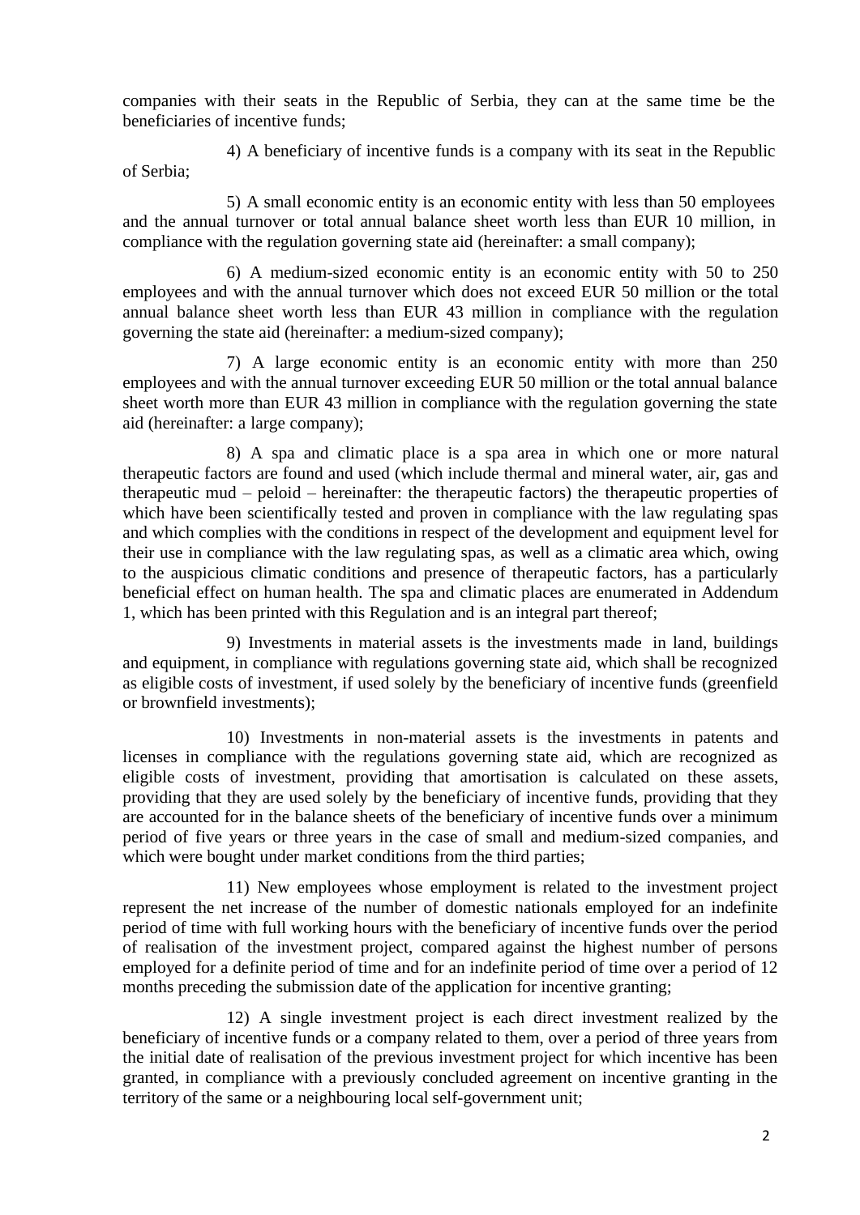companies with their seats in the Republic of Serbia, they can at the same time be the beneficiaries of incentive funds;

4) A beneficiary of incentive funds is a company with its seat in the Republic of Serbia;

5) A small economic entity is an economic entity with less than 50 employees and the annual turnover or total annual balance sheet worth less than EUR 10 million, in compliance with the regulation governing state aid (hereinafter: a small company);

6) A medium-sized economic entity is an economic entity with 50 to 250 employees and with the annual turnover which does not exceed EUR 50 million or the total annual balance sheet worth less than EUR 43 million in compliance with the regulation governing the state aid (hereinafter: a medium-sized company);

7) A large economic entity is an economic entity with more than 250 employees and with the annual turnover exceeding EUR 50 million or the total annual balance sheet worth more than EUR 43 million in compliance with the regulation governing the state aid (hereinafter: a large company);

8) A spa and climatic place is a spa area in which one or more natural therapeutic factors are found and used (which include thermal and mineral water, air, gas and therapeutic mud – peloid – hereinafter: the therapeutic factors) the therapeutic properties of which have been scientifically tested and proven in compliance with the law regulating spas and which complies with the conditions in respect of the development and equipment level for their use in compliance with the law regulating spas, as well as a climatic area which, owing to the auspicious climatic conditions and presence of therapeutic factors, has a particularly beneficial effect on human health. The spa and climatic places are enumerated in Addendum 1, which has been printed with this Regulation and is an integral part thereof;

9) Investments in material assets is the investments made in land, buildings and equipment, in compliance with regulations governing state aid, which shall be recognized as eligible costs of investment, if used solely by the beneficiary of incentive funds (greenfield or brownfield investments);

10) Investments in non-material assets is the investments in patents and licenses in compliance with the regulations governing state aid, which are recognized as eligible costs of investment, providing that amortisation is calculated on these assets, providing that they are used solely by the beneficiary of incentive funds, providing that they are accounted for in the balance sheets of the beneficiary of incentive funds over a minimum period of five years or three years in the case of small and medium-sized companies, and which were bought under market conditions from the third parties;

11) New employees whose employment is related to the investment project represent the net increase of the number of domestic nationals employed for an indefinite period of time with full working hours with the beneficiary of incentive funds over the period of realisation of the investment project, compared against the highest number of persons employed for a definite period of time and for an indefinite period of time over a period of 12 months preceding the submission date of the application for incentive granting;

12) A single investment project is each direct investment realized by the beneficiary of incentive funds or a company related to them, over a period of three years from the initial date of realisation of the previous investment project for which incentive has been granted, in compliance with a previously concluded agreement on incentive granting in the territory of the same or a neighbouring local self-government unit;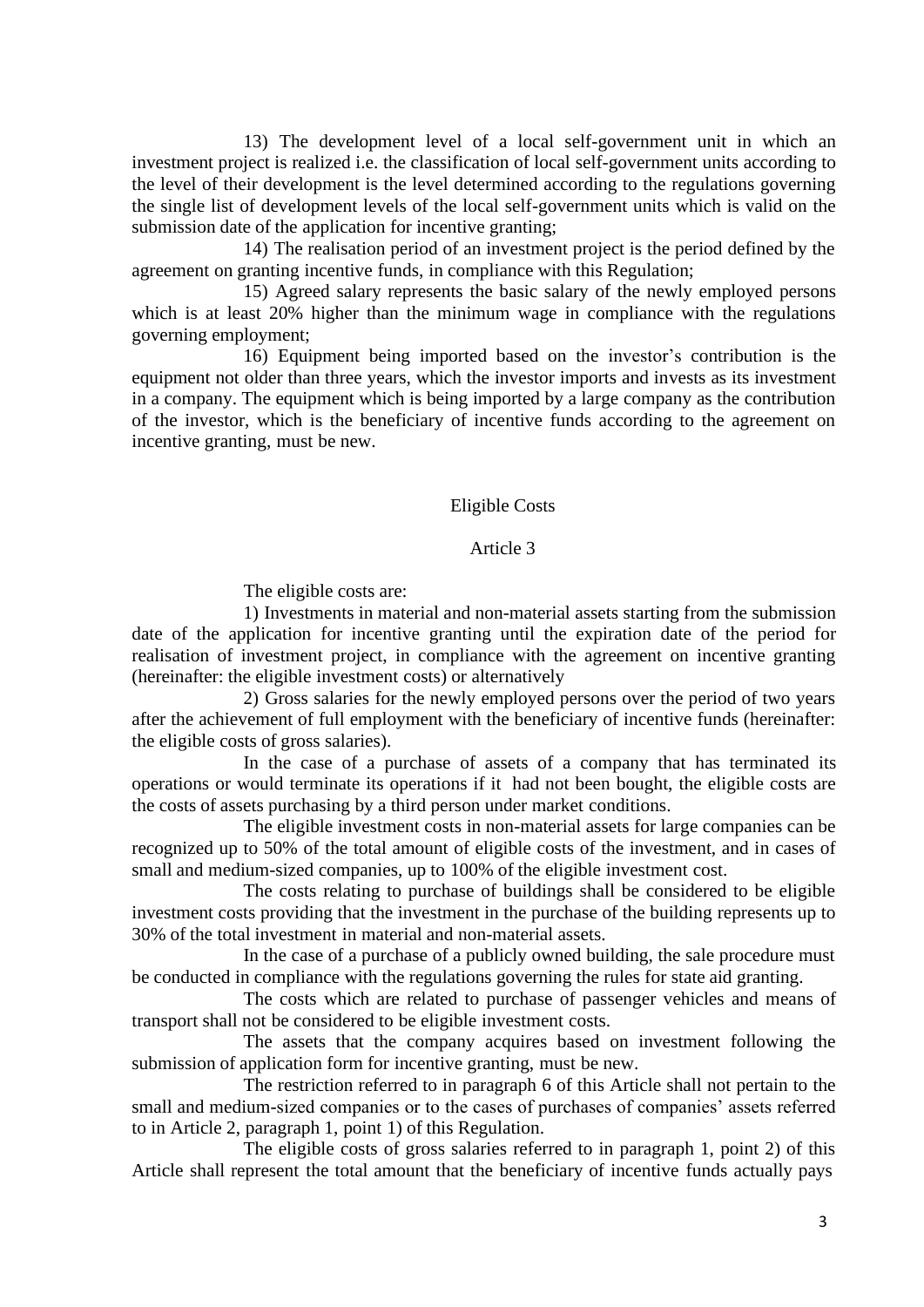13) The development level of a local self-government unit in which an investment project is realized i.e. the classification of local self-government units according to the level of their development is the level determined according to the regulations governing the single list of development levels of the local self-government units which is valid on the submission date of the application for incentive granting;

14) The realisation period of an investment project is the period defined by the agreement on granting incentive funds, in compliance with this Regulation;

15) Agreed salary represents the basic salary of the newly employed persons which is at least 20% higher than the minimum wage in compliance with the regulations governing employment;

16) Equipment being imported based on the investor's contribution is the equipment not older than three years, which the investor imports and invests as its investment in a company. The equipment which is being imported by a large company as the contribution of the investor, which is the beneficiary of incentive funds according to the agreement on incentive granting, must be new.

### Eligible Costs

### Article 3

The eligible costs are:

1) Investments in material and non-material assets starting from the submission date of the application for incentive granting until the expiration date of the period for realisation of investment project, in compliance with the agreement on incentive granting (hereinafter: the eligible investment costs) or alternatively

2) Gross salaries for the newly employed persons over the period of two years after the achievement of full employment with the beneficiary of incentive funds (hereinafter: the eligible costs of gross salaries).

In the case of a purchase of assets of a company that has terminated its operations or would terminate its operations if it had not been bought, the eligible costs are the costs of assets purchasing by a third person under market conditions.

The eligible investment costs in non-material assets for large companies can be recognized up to 50% of the total amount of eligible costs of the investment, and in cases of small and medium-sized companies, up to 100% of the eligible investment cost.

The costs relating to purchase of buildings shall be considered to be eligible investment costs providing that the investment in the purchase of the building represents up to 30% of the total investment in material and non-material assets.

In the case of a purchase of a publicly owned building, the sale procedure must be conducted in compliance with the regulations governing the rules for state aid granting.

The costs which are related to purchase of passenger vehicles and means of transport shall not be considered to be eligible investment costs.

The assets that the company acquires based on investment following the submission of application form for incentive granting, must be new.

The restriction referred to in paragraph 6 of this Article shall not pertain to the small and medium-sized companies or to the cases of purchases of companies' assets referred to in Article 2, paragraph 1, point 1) of this Regulation.

The eligible costs of gross salaries referred to in paragraph 1, point 2) of this Article shall represent the total amount that the beneficiary of incentive funds actually pays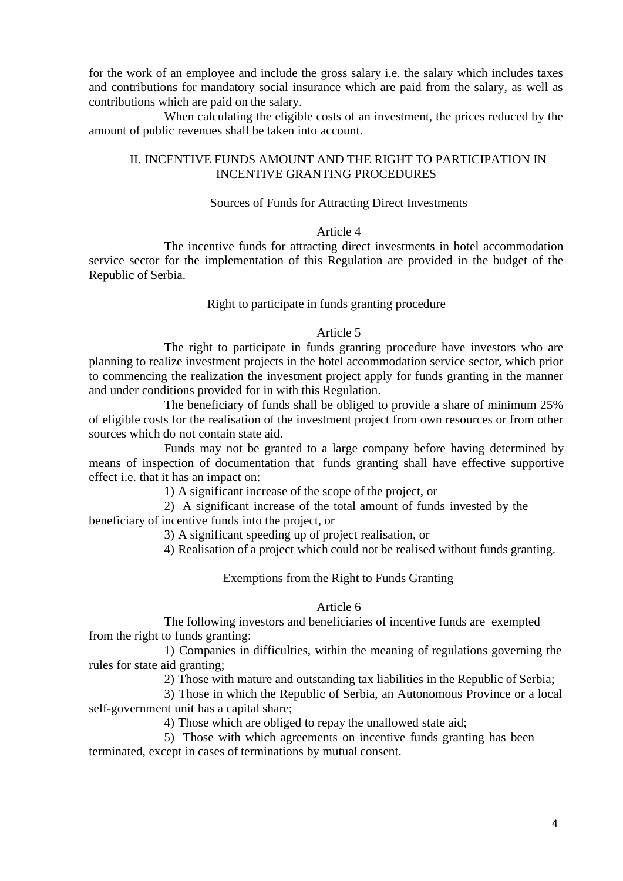for the work of an employee and include the gross salary i.e. the salary which includes taxes and contributions for mandatory social insurance which are paid from the salary, as well as contributions which are paid on the salary.

When calculating the eligible costs of an investment, the prices reduced by the amount of public revenues shall be taken into account.

## II. INCENTIVE FUNDS AMOUNT AND THE RIGHT TO PARTICIPATION IN INCENTIVE GRANTING PROCEDURES

### Sources of Funds for Attracting Direct Investments

#### Article 4

The incentive funds for attracting direct investments in hotel accommodation service sector for the implementation of this Regulation are provided in the budget of the Republic of Serbia.

### Right to participate in funds granting procedure

#### Article 5

The right to participate in funds granting procedure have investors who are planning to realize investment projects in the hotel accommodation service sector, which prior to commencing the realization the investment project apply for funds granting in the manner and under conditions provided for in with this Regulation.

The beneficiary of funds shall be obliged to provide a share of minimum 25% of eligible costs for the realisation of the investment project from own resources or from other sources which do not contain state aid.

Funds may not be granted to a large company before having determined by means of inspection of documentation that funds granting shall have effective supportive effect i.e. that it has an impact on:

1) A significant increase of the scope of the project, or

2) A significant increase of the total amount of funds invested by the beneficiary of incentive funds into the project, or

3) A significant speeding up of project realisation, or

4) Realisation of a project which could not be realised without funds granting.

### Exemptions from the Right to Funds Granting

#### Article 6

The following investors and beneficiaries of incentive funds are exempted from the right to funds granting:

1) Companies in difficulties, within the meaning of regulations governing the rules for state aid granting;

2) Those with mature and outstanding tax liabilities in the Republic of Serbia;

3) Those in which the Republic of Serbia, an Autonomous Province or a local self-government unit has a capital share;

4) Those which are obliged to repay the unallowed state aid;

5) Those with which agreements on incentive funds granting has been terminated, except in cases of terminations by mutual consent.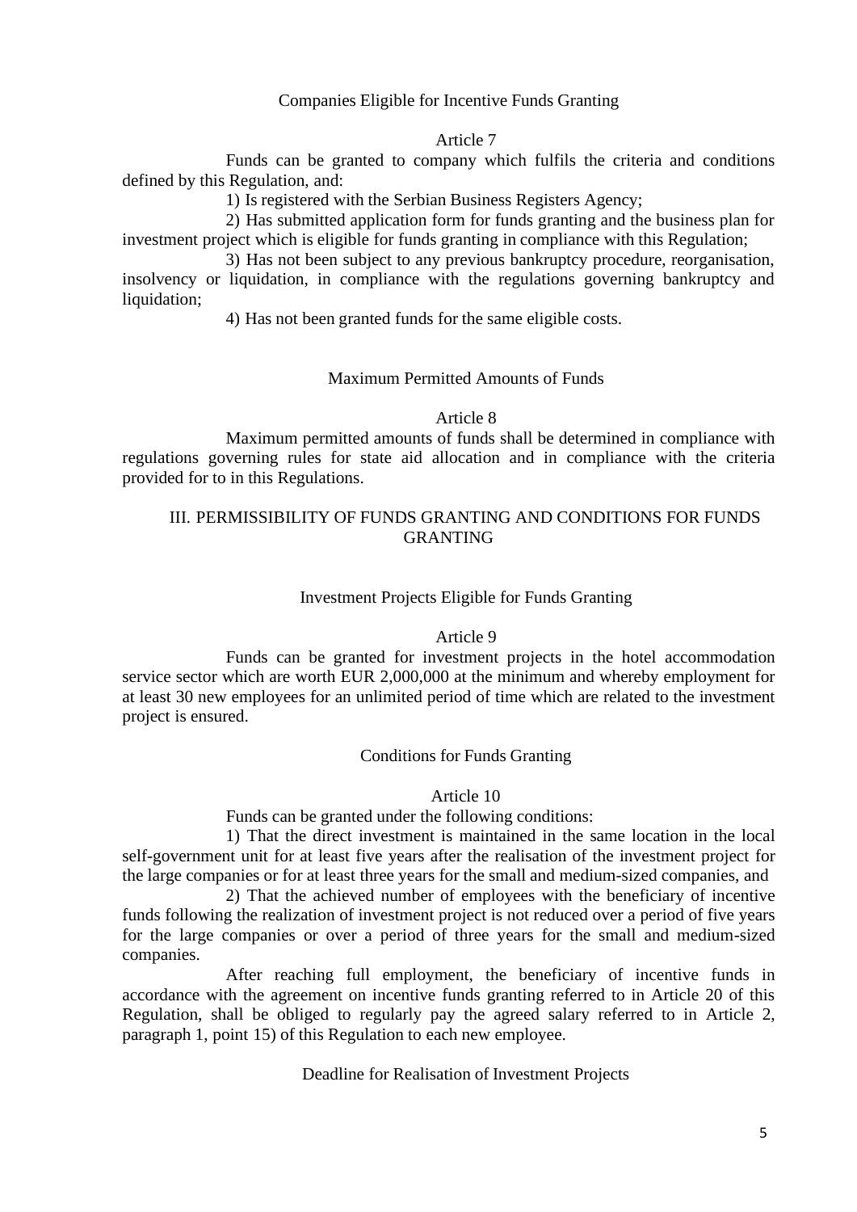### Companies Eligible for Incentive Funds Granting

Article 7

Funds can be granted to company which fulfils the criteria and conditions defined by this Regulation, and:

1) Is registered with the Serbian Business Registers Agency;

2) Has submitted application form for funds granting and the business plan for investment project which is eligible for funds granting in compliance with this Regulation;

3) Has not been subject to any previous bankruptcy procedure, reorganisation, insolvency or liquidation, in compliance with the regulations governing bankruptcy and liquidation;

4) Has not been granted funds for the same eligible costs.

### Maximum Permitted Amounts of Funds

Article 8

Maximum permitted amounts of funds shall be determined in compliance with regulations governing rules for state aid allocation and in compliance with the criteria provided for to in this Regulations.

## III. PERMISSIBILITY OF FUNDS GRANTING AND CONDITIONS FOR FUNDS GRANTING

### Investment Projects Eligible for Funds Granting

Article 9

Funds can be granted for investment projects in the hotel accommodation service sector which are worth EUR 2,000,000 at the minimum and whereby employment for at least 30 new employees for an unlimited period of time which are related to the investment project is ensured.

### Conditions for Funds Granting

Article 10

Funds can be granted under the following conditions:

1) That the direct investment is maintained in the same location in the local self-government unit for at least five years after the realisation of the investment project for the large companies or for at least three years for the small and medium-sized companies, and

2) That the achieved number of employees with the beneficiary of incentive funds following the realization of investment project is not reduced over a period of five years for the large companies or over a period of three years for the small and medium-sized companies.

After reaching full employment, the beneficiary of incentive funds in accordance with the agreement on incentive funds granting referred to in Article 20 of this Regulation, shall be obliged to regularly pay the agreed salary referred to in Article 2, paragraph 1, point 15) of this Regulation to each new employee.

### Deadline for Realisation of Investment Projects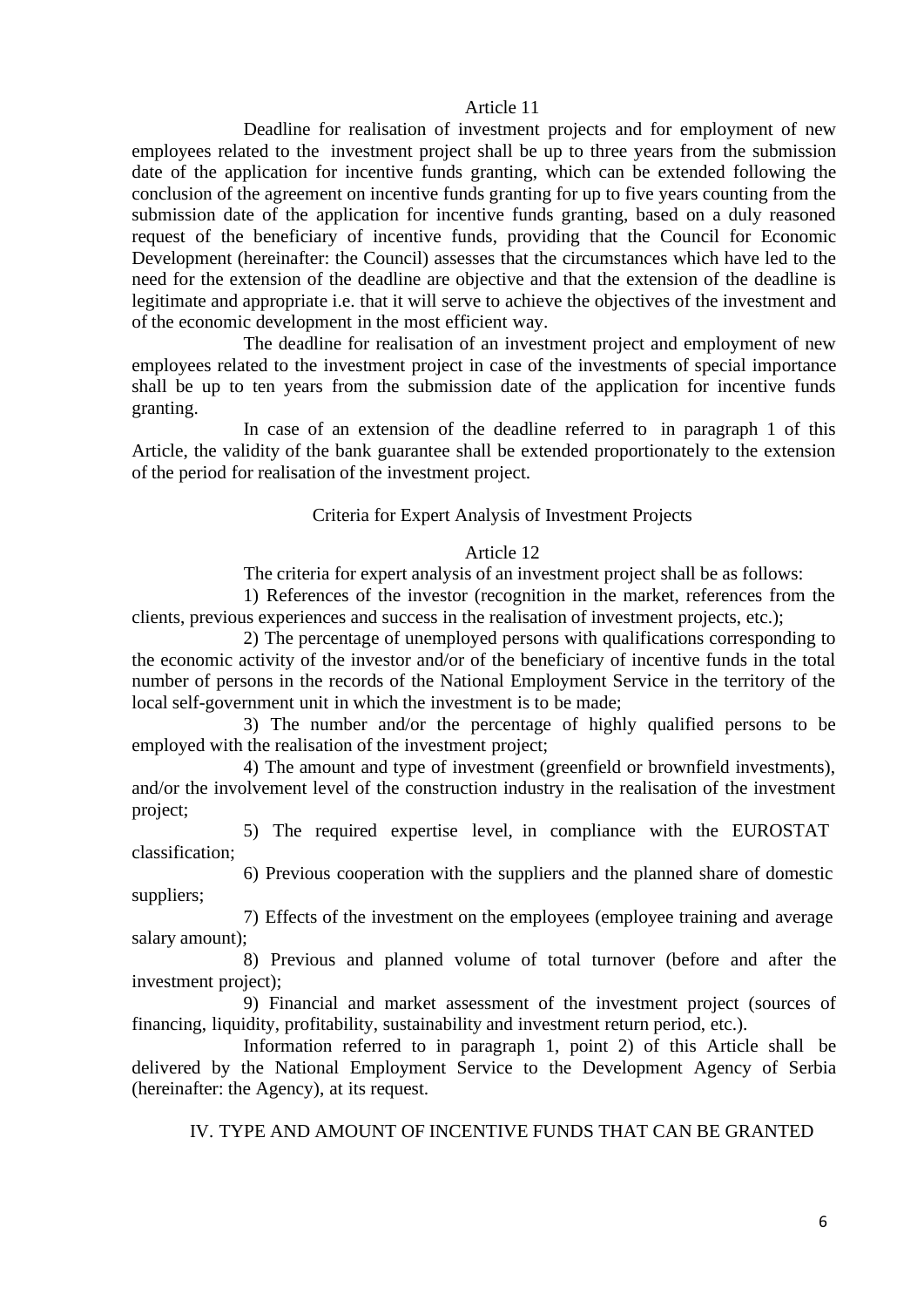### Article 11

Deadline for realisation of investment projects and for employment of new employees related to the investment project shall be up to three years from the submission date of the application for incentive funds granting, which can be extended following the conclusion of the agreement on incentive funds granting for up to five years counting from the submission date of the application for incentive funds granting, based on a duly reasoned request of the beneficiary of incentive funds, providing that the Council for Economic Development (hereinafter: the Council) assesses that the circumstances which have led to the need for the extension of the deadline are objective and that the extension of the deadline is legitimate and appropriate i.e. that it will serve to achieve the objectives of the investment and of the economic development in the most efficient way.

The deadline for realisation of an investment project and employment of new employees related to the investment project in case of the investments of special importance shall be up to ten years from the submission date of the application for incentive funds granting.

In case of an extension of the deadline referred to in paragraph 1 of this Article, the validity of the bank guarantee shall be extended proportionately to the extension of the period for realisation of the investment project.

### Criteria for Expert Analysis of Investment Projects

### Article 12

The criteria for expert analysis of an investment project shall be as follows:

1) References of the investor (recognition in the market, references from the clients, previous experiences and success in the realisation of investment projects, etc.);

2) The percentage of unemployed persons with qualifications corresponding to the economic activity of the investor and/or of the beneficiary of incentive funds in the total number of persons in the records of the National Employment Service in the territory of the local self-government unit in which the investment is to be made;

3) The number and/or the percentage of highly qualified persons to be employed with the realisation of the investment project;

4) The amount and type of investment (greenfield or brownfield investments), and/or the involvement level of the construction industry in the realisation of the investment project;

5) The required expertise level, in compliance with the EUROSTAT classification;

6) Previous cooperation with the suppliers and the planned share of domestic suppliers;

7) Effects of the investment on the employees (employee training and average salary amount);

8) Previous and planned volume of total turnover (before and after the investment project);

9) Financial and market assessment of the investment project (sources of financing, liquidity, profitability, sustainability and investment return period, etc.).

Information referred to in paragraph 1, point 2) of this Article shall be delivered by the National Employment Service to the Development Agency of Serbia (hereinafter: the Agency), at its request.

## IV. TYPE AND AMOUNT OF INCENTIVE FUNDS THAT CAN BE GRANTED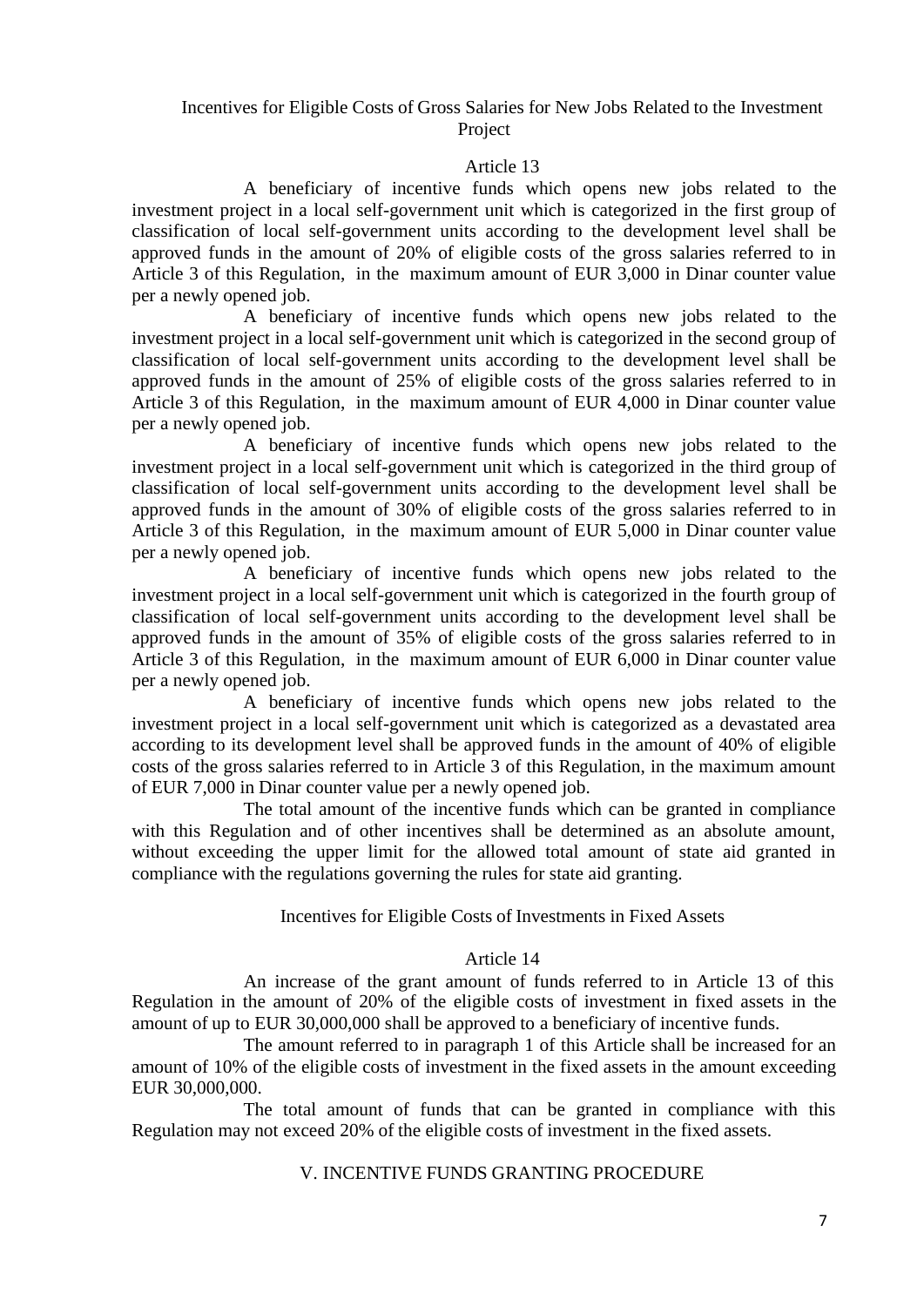### Incentives for Eligible Costs of Gross Salaries for New Jobs Related to the Investment Project

Article 13

A beneficiary of incentive funds which opens new jobs related to the investment project in a local self-government unit which is categorized in the first group of classification of local self-government units according to the development level shall be approved funds in the amount of 20% of eligible costs of the gross salaries referred to in Article 3 of this Regulation, in the maximum amount of EUR 3,000 in Dinar counter value per a newly opened job.

A beneficiary of incentive funds which opens new jobs related to the investment project in a local self-government unit which is categorized in the second group of classification of local self-government units according to the development level shall be approved funds in the amount of 25% of eligible costs of the gross salaries referred to in Article 3 of this Regulation, in the maximum amount of EUR 4,000 in Dinar counter value per a newly opened job.

A beneficiary of incentive funds which opens new jobs related to the investment project in a local self-government unit which is categorized in the third group of classification of local self-government units according to the development level shall be approved funds in the amount of 30% of eligible costs of the gross salaries referred to in Article 3 of this Regulation, in the maximum amount of EUR 5,000 in Dinar counter value per a newly opened job.

A beneficiary of incentive funds which opens new jobs related to the investment project in a local self-government unit which is categorized in the fourth group of classification of local self-government units according to the development level shall be approved funds in the amount of 35% of eligible costs of the gross salaries referred to in Article 3 of this Regulation, in the maximum amount of EUR 6,000 in Dinar counter value per a newly opened job.

A beneficiary of incentive funds which opens new jobs related to the investment project in a local self-government unit which is categorized as a devastated area according to its development level shall be approved funds in the amount of 40% of eligible costs of the gross salaries referred to in Article 3 of this Regulation, in the maximum amount of EUR 7,000 in Dinar counter value per a newly opened job.

The total amount of the incentive funds which can be granted in compliance with this Regulation and of other incentives shall be determined as an absolute amount, without exceeding the upper limit for the allowed total amount of state aid granted in compliance with the regulations governing the rules for state aid granting.

### Incentives for Eligible Costs of Investments in Fixed Assets

Article 14

An increase of the grant amount of funds referred to in Article 13 of this Regulation in the amount of 20% of the eligible costs of investment in fixed assets in the amount of up to EUR 30,000,000 shall be approved to a beneficiary of incentive funds.

The amount referred to in paragraph 1 of this Article shall be increased for an amount of 10% of the eligible costs of investment in the fixed assets in the amount exceeding EUR 30,000,000.

The total amount of funds that can be granted in compliance with this Regulation may not exceed 20% of the eligible costs of investment in the fixed assets.

## V. INCENTIVE FUNDS GRANTING PROCEDURE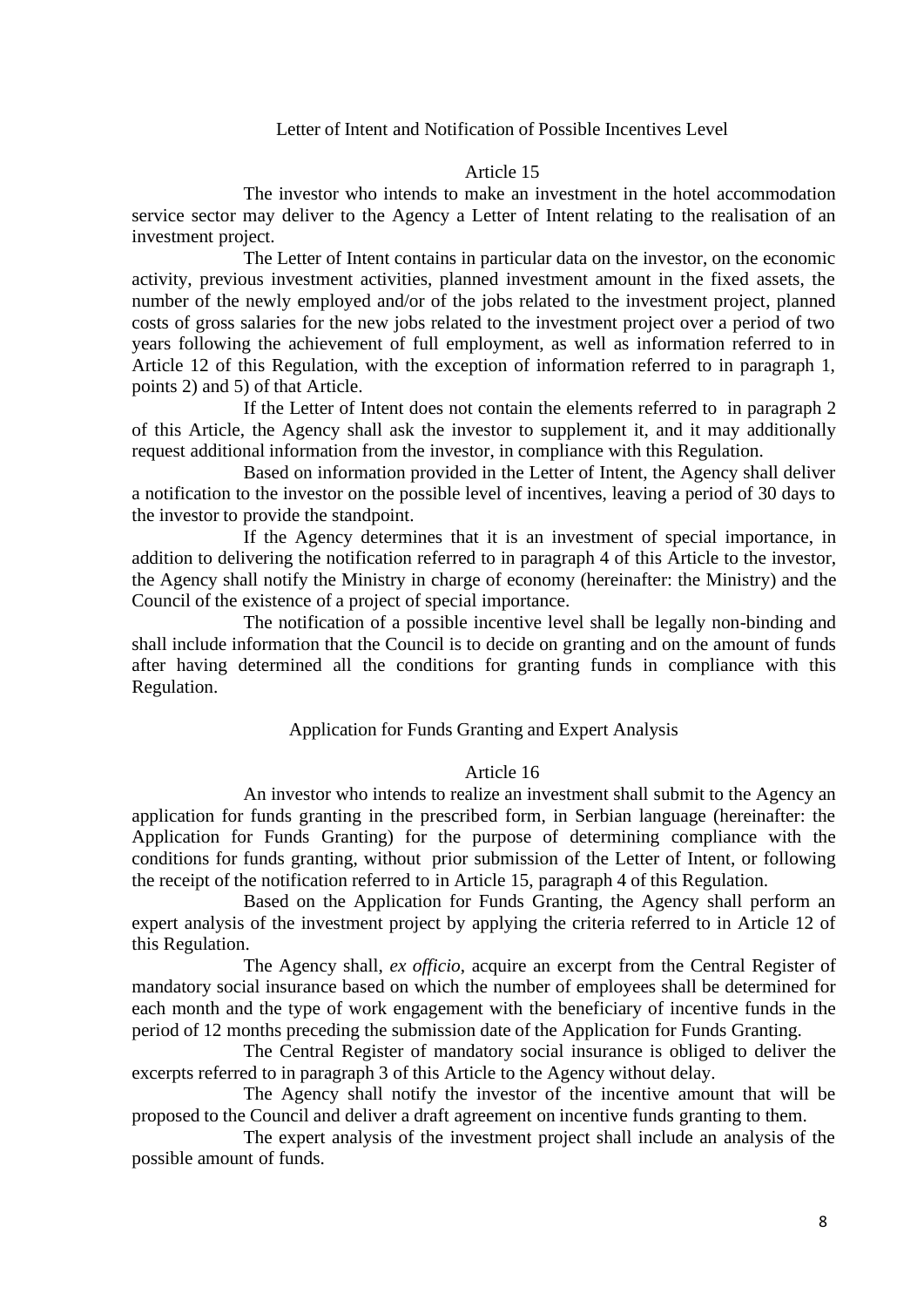### Letter of Intent and Notification of Possible Incentives Level

### Article 15

The investor who intends to make an investment in the hotel accommodation service sector may deliver to the Agency a Letter of Intent relating to the realisation of an investment project.

The Letter of Intent contains in particular data on the investor, on the economic activity, previous investment activities, planned investment amount in the fixed assets, the number of the newly employed and/or of the jobs related to the investment project, planned costs of gross salaries for the new jobs related to the investment project over a period of two years following the achievement of full employment, as well as information referred to in Article 12 of this Regulation, with the exception of information referred to in paragraph 1, points 2) and 5) of that Article.

If the Letter of Intent does not contain the elements referred to in paragraph 2 of this Article, the Agency shall ask the investor to supplement it, and it may additionally request additional information from the investor, in compliance with this Regulation.

Based on information provided in the Letter of Intent, the Agency shall deliver a notification to the investor on the possible level of incentives, leaving a period of 30 days to the investor to provide the standpoint.

If the Agency determines that it is an investment of special importance, in addition to delivering the notification referred to in paragraph 4 of this Article to the investor, the Agency shall notify the Ministry in charge of economy (hereinafter: the Ministry) and the Council of the existence of a project of special importance.

The notification of a possible incentive level shall be legally non-binding and shall include information that the Council is to decide on granting and on the amount of funds after having determined all the conditions for granting funds in compliance with this Regulation.

### Application for Funds Granting and Expert Analysis

### Article 16

An investor who intends to realize an investment shall submit to the Agency an application for funds granting in the prescribed form, in Serbian language (hereinafter: the Application for Funds Granting) for the purpose of determining compliance with the conditions for funds granting, without prior submission of the Letter of Intent, or following the receipt of the notification referred to in Article 15, paragraph 4 of this Regulation.

Based on the Application for Funds Granting, the Agency shall perform an expert analysis of the investment project by applying the criteria referred to in Article 12 of this Regulation.

The Agency shall, *ex officio*, acquire an excerpt from the Central Register of mandatory social insurance based on which the number of employees shall be determined for each month and the type of work engagement with the beneficiary of incentive funds in the period of 12 months preceding the submission date of the Application for Funds Granting.

The Central Register of mandatory social insurance is obliged to deliver the excerpts referred to in paragraph 3 of this Article to the Agency without delay.

The Agency shall notify the investor of the incentive amount that will be proposed to the Council and deliver a draft agreement on incentive funds granting to them.

The expert analysis of the investment project shall include an analysis of the possible amount of funds.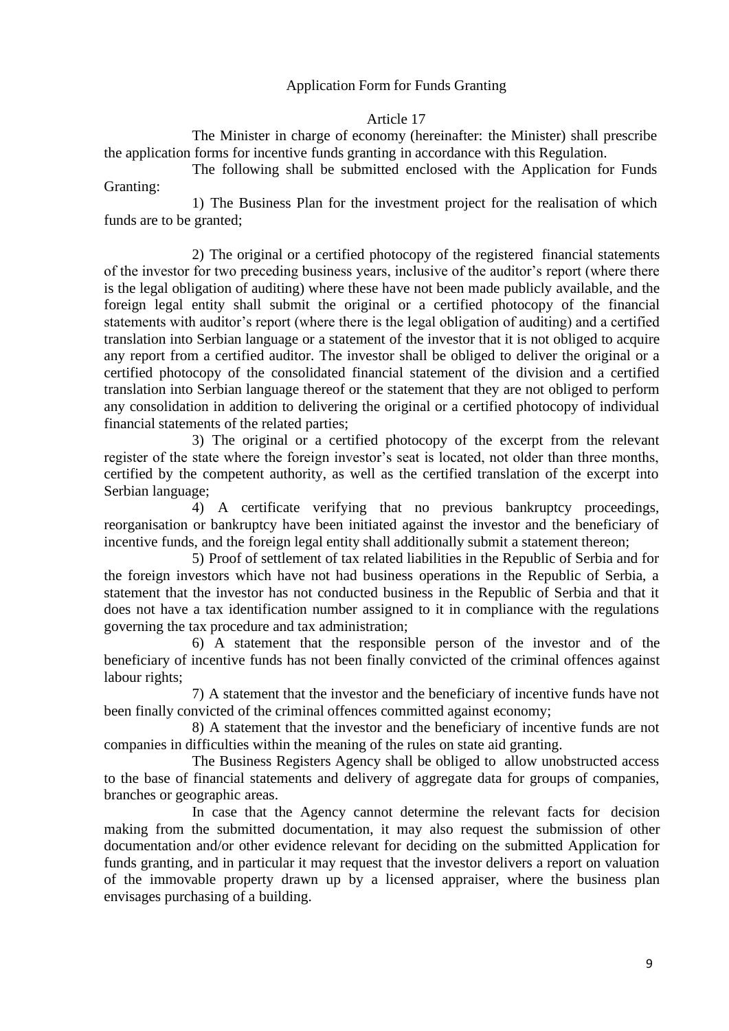## Application Form for Funds Granting

### Article 17

The Minister in charge of economy (hereinafter: the Minister) shall prescribe the application forms for incentive funds granting in accordance with this Regulation.

The following shall be submitted enclosed with the Application for Funds Granting:

1) The Business Plan for the investment project for the realisation of which funds are to be granted;

2) The original or a certified photocopy of the registered financial statements of the investor for two preceding business years, inclusive of the auditor's report (where there is the legal obligation of auditing) where these have not been made publicly available, and the foreign legal entity shall submit the original or a certified photocopy of the financial statements with auditor's report (where there is the legal obligation of auditing) and a certified translation into Serbian language or a statement of the investor that it is not obliged to acquire any report from a certified auditor. The investor shall be obliged to deliver the original or a certified photocopy of the consolidated financial statement of the division and a certified translation into Serbian language thereof or the statement that they are not obliged to perform any consolidation in addition to delivering the original or a certified photocopy of individual financial statements of the related parties;

3) The original or a certified photocopy of the excerpt from the relevant register of the state where the foreign investor's seat is located, not older than three months, certified by the competent authority, as well as the certified translation of the excerpt into Serbian language;

4) A certificate verifying that no previous bankruptcy proceedings, reorganisation or bankruptcy have been initiated against the investor and the beneficiary of incentive funds, and the foreign legal entity shall additionally submit a statement thereon;

5) Proof of settlement of tax related liabilities in the Republic of Serbia and for the foreign investors which have not had business operations in the Republic of Serbia, a statement that the investor has not conducted business in the Republic of Serbia and that it does not have a tax identification number assigned to it in compliance with the regulations governing the tax procedure and tax administration;

6) A statement that the responsible person of the investor and of the beneficiary of incentive funds has not been finally convicted of the criminal offences against labour rights;

7) A statement that the investor and the beneficiary of incentive funds have not been finally convicted of the criminal offences committed against economy;

8) A statement that the investor and the beneficiary of incentive funds are not companies in difficulties within the meaning of the rules on state aid granting.

The Business Registers Agency shall be obliged to allow unobstructed access to the base of financial statements and delivery of aggregate data for groups of companies, branches or geographic areas.

In case that the Agency cannot determine the relevant facts for decision making from the submitted documentation, it may also request the submission of other documentation and/or other evidence relevant for deciding on the submitted Application for funds granting, and in particular it may request that the investor delivers a report on valuation of the immovable property drawn up by a licensed appraiser, where the business plan envisages purchasing of a building.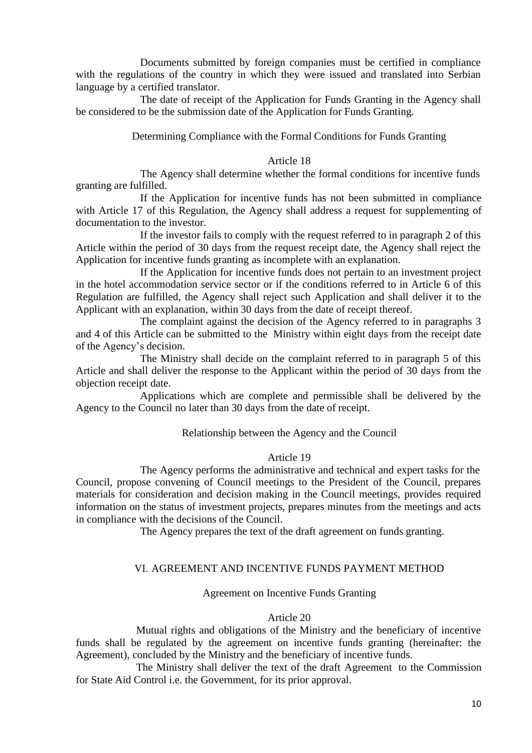Documents submitted by foreign companies must be certified in compliance with the regulations of the country in which they were issued and translated into Serbian language by a certified translator.

The date of receipt of the Application for Funds Granting in the Agency shall be considered to be the submission date of the Application for Funds Granting.

### Determining Compliance with the Formal Conditions for Funds Granting

#### Article 18

The Agency shall determine whether the formal conditions for incentive funds granting are fulfilled.

If the Application for incentive funds has not been submitted in compliance with Article 17 of this Regulation, the Agency shall address a request for supplementing of documentation to the investor.

If the investor fails to comply with the request referred to in paragraph 2 of this Article within the period of 30 days from the request receipt date, the Agency shall reject the Application for incentive funds granting as incomplete with an explanation.

If the Application for incentive funds does not pertain to an investment project in the hotel accommodation service sector or if the conditions referred to in Article 6 of this Regulation are fulfilled, the Agency shall reject such Application and shall deliver it to the Applicant with an explanation, within 30 days from the date of receipt thereof.

The complaint against the decision of the Agency referred to in paragraphs 3 and 4 of this Article can be submitted to the Ministry within eight days from the receipt date of the Agency's decision.

The Ministry shall decide on the complaint referred to in paragraph 5 of this Article and shall deliver the response to the Applicant within the period of 30 days from the objection receipt date.

Applications which are complete and permissible shall be delivered by the Agency to the Council no later than 30 days from the date of receipt.

### Relationship between the Agency and the Council

#### Article 19

The Agency performs the administrative and technical and expert tasks for the Council, propose convening of Council meetings to the President of the Council, prepares materials for consideration and decision making in the Council meetings, provides required information on the status of investment projects, prepares minutes from the meetings and acts in compliance with the decisions of the Council.

The Agency prepares the text of the draft agreement on funds granting.

## VI. AGREEMENT AND INCENTIVE FUNDS PAYMENT METHOD

### Agreement on Incentive Funds Granting

#### Article 20

Mutual rights and obligations of the Ministry and the beneficiary of incentive funds shall be regulated by the agreement on incentive funds granting (hereinafter: the Agreement), concluded by the Ministry and the beneficiary of incentive funds.

The Ministry shall deliver the text of the draft Agreement to the Commission for State Aid Control i.e. the Government, for its prior approval.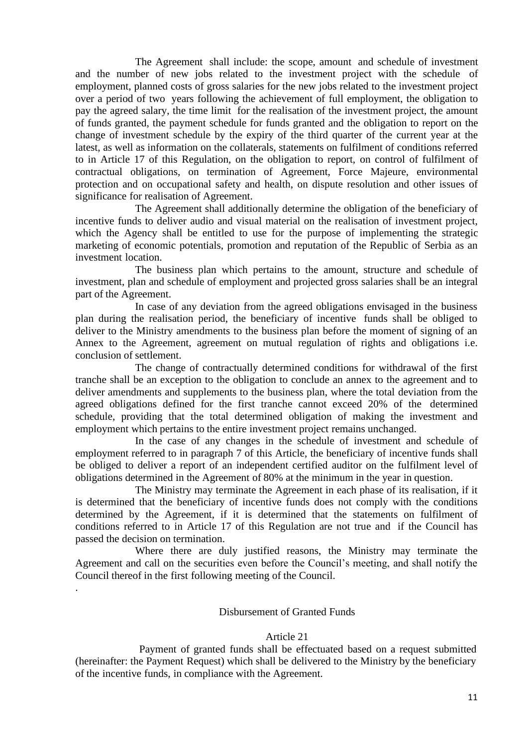The Agreement shall include: the scope, amount and schedule of investment and the number of new jobs related to the investment project with the schedule of employment, planned costs of gross salaries for the new jobs related to the investment project over a period of two years following the achievement of full employment, the obligation to pay the agreed salary, the time limit for the realisation of the investment project, the amount of funds granted, the payment schedule for funds granted and the obligation to report on the change of investment schedule by the expiry of the third quarter of the current year at the latest, as well as information on the collaterals, statements on fulfilment of conditions referred to in Article 17 of this Regulation, on the obligation to report, on control of fulfilment of contractual obligations, on termination of Agreement, Force Majeure, environmental protection and on occupational safety and health, on dispute resolution and other issues of significance for realisation of Agreement.

The Agreement shall additionally determine the obligation of the beneficiary of incentive funds to deliver audio and visual material on the realisation of investment project, which the Agency shall be entitled to use for the purpose of implementing the strategic marketing of economic potentials, promotion and reputation of the Republic of Serbia as an investment location.

The business plan which pertains to the amount, structure and schedule of investment, plan and schedule of employment and projected gross salaries shall be an integral part of the Agreement.

In case of any deviation from the agreed obligations envisaged in the business plan during the realisation period, the beneficiary of incentive funds shall be obliged to deliver to the Ministry amendments to the business plan before the moment of signing of an Annex to the Agreement, agreement on mutual regulation of rights and obligations i.e. conclusion of settlement.

The change of contractually determined conditions for withdrawal of the first tranche shall be an exception to the obligation to conclude an annex to the agreement and to deliver amendments and supplements to the business plan, where the total deviation from the agreed obligations defined for the first tranche cannot exceed 20% of the determined schedule, providing that the total determined obligation of making the investment and employment which pertains to the entire investment project remains unchanged.

In the case of any changes in the schedule of investment and schedule of employment referred to in paragraph 7 of this Article, the beneficiary of incentive funds shall be obliged to deliver a report of an independent certified auditor on the fulfilment level of obligations determined in the Agreement of 80% at the minimum in the year in question.

The Ministry may terminate the Agreement in each phase of its realisation, if it is determined that the beneficiary of incentive funds does not comply with the conditions determined by the Agreement, if it is determined that the statements on fulfilment of conditions referred to in Article 17 of this Regulation are not true and if the Council has passed the decision on termination.

Where there are duly justified reasons, the Ministry may terminate the Agreement and call on the securities even before the Council's meeting, and shall notify the Council thereof in the first following meeting of the Council.

.

## Disbursement of Granted Funds

### Article 21

Payment of granted funds shall be effectuated based on a request submitted (hereinafter: the Payment Request) which shall be delivered to the Ministry by the beneficiary of the incentive funds, in compliance with the Agreement.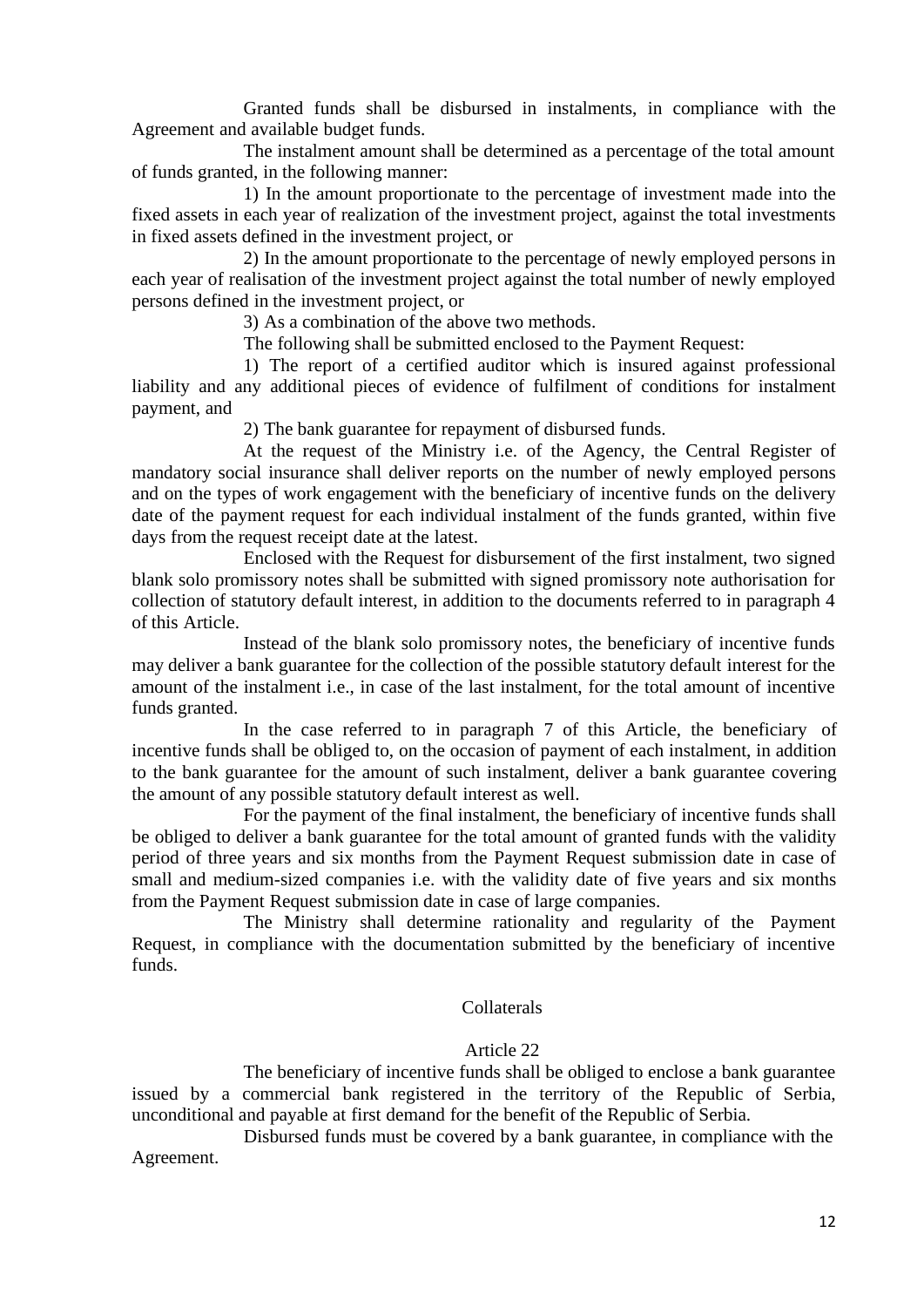Granted funds shall be disbursed in instalments, in compliance with the Agreement and available budget funds.

The instalment amount shall be determined as a percentage of the total amount of funds granted, in the following manner:

1) In the amount proportionate to the percentage of investment made into the fixed assets in each year of realization of the investment project, against the total investments in fixed assets defined in the investment project, or

2) In the amount proportionate to the percentage of newly employed persons in each year of realisation of the investment project against the total number of newly employed persons defined in the investment project, or

3) As a combination of the above two methods.

The following shall be submitted enclosed to the Payment Request:

1) The report of a certified auditor which is insured against professional liability and any additional pieces of evidence of fulfilment of conditions for instalment payment, and

2) The bank guarantee for repayment of disbursed funds.

At the request of the Ministry i.e. of the Agency, the Central Register of mandatory social insurance shall deliver reports on the number of newly employed persons and on the types of work engagement with the beneficiary of incentive funds on the delivery date of the payment request for each individual instalment of the funds granted, within five days from the request receipt date at the latest.

Enclosed with the Request for disbursement of the first instalment, two signed blank solo promissory notes shall be submitted with signed promissory note authorisation for collection of statutory default interest, in addition to the documents referred to in paragraph 4 of this Article.

Instead of the blank solo promissory notes, the beneficiary of incentive funds may deliver a bank guarantee for the collection of the possible statutory default interest for the amount of the instalment i.e., in case of the last instalment, for the total amount of incentive funds granted.

In the case referred to in paragraph 7 of this Article, the beneficiary of incentive funds shall be obliged to, on the occasion of payment of each instalment, in addition to the bank guarantee for the amount of such instalment, deliver a bank guarantee covering the amount of any possible statutory default interest as well.

For the payment of the final instalment, the beneficiary of incentive funds shall be obliged to deliver a bank guarantee for the total amount of granted funds with the validity period of three years and six months from the Payment Request submission date in case of small and medium-sized companies i.e. with the validity date of five years and six months from the Payment Request submission date in case of large companies.

The Ministry shall determine rationality and regularity of the Payment Request, in compliance with the documentation submitted by the beneficiary of incentive funds.

### Collaterals

### Article 22

The beneficiary of incentive funds shall be obliged to enclose a bank guarantee issued by a commercial bank registered in the territory of the Republic of Serbia, unconditional and payable at first demand for the benefit of the Republic of Serbia.

Disbursed funds must be covered by a bank guarantee, in compliance with the Agreement.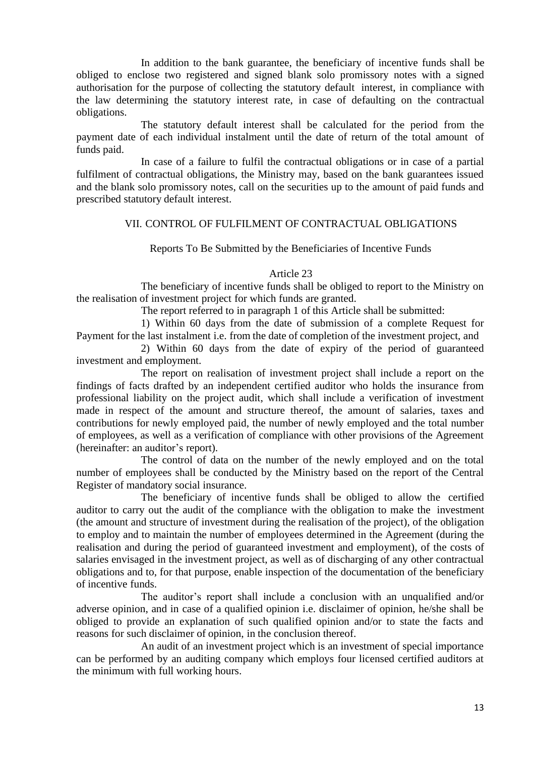In addition to the bank guarantee, the beneficiary of incentive funds shall be obliged to enclose two registered and signed blank solo promissory notes with a signed authorisation for the purpose of collecting the statutory default interest, in compliance with the law determining the statutory interest rate, in case of defaulting on the contractual obligations.

The statutory default interest shall be calculated for the period from the payment date of each individual instalment until the date of return of the total amount of funds paid.

In case of a failure to fulfil the contractual obligations or in case of a partial fulfilment of contractual obligations, the Ministry may, based on the bank guarantees issued and the blank solo promissory notes, call on the securities up to the amount of paid funds and prescribed statutory default interest.

## VII. CONTROL OF FULFILMENT OF CONTRACTUAL OBLIGATIONS

### Reports To Be Submitted by the Beneficiaries of Incentive Funds

#### Article 23

The beneficiary of incentive funds shall be obliged to report to the Ministry on the realisation of investment project for which funds are granted.

The report referred to in paragraph 1 of this Article shall be submitted:

1) Within 60 days from the date of submission of a complete Request for Payment for the last instalment i.e. from the date of completion of the investment project, and

2) Within 60 days from the date of expiry of the period of guaranteed investment and employment.

The report on realisation of investment project shall include a report on the findings of facts drafted by an independent certified auditor who holds the insurance from professional liability on the project audit, which shall include a verification of investment made in respect of the amount and structure thereof, the amount of salaries, taxes and contributions for newly employed paid, the number of newly employed and the total number of employees, as well as a verification of compliance with other provisions of the Agreement (hereinafter: an auditor's report).

The control of data on the number of the newly employed and on the total number of employees shall be conducted by the Ministry based on the report of the Central Register of mandatory social insurance.

The beneficiary of incentive funds shall be obliged to allow the certified auditor to carry out the audit of the compliance with the obligation to make the investment (the amount and structure of investment during the realisation of the project), of the obligation to employ and to maintain the number of employees determined in the Agreement (during the realisation and during the period of guaranteed investment and employment), of the costs of salaries envisaged in the investment project, as well as of discharging of any other contractual obligations and to, for that purpose, enable inspection of the documentation of the beneficiary of incentive funds.

The auditor's report shall include a conclusion with an unqualified and/or adverse opinion, and in case of a qualified opinion i.e. disclaimer of opinion, he/she shall be obliged to provide an explanation of such qualified opinion and/or to state the facts and reasons for such disclaimer of opinion, in the conclusion thereof.

An audit of an investment project which is an investment of special importance can be performed by an auditing company which employs four licensed certified auditors at the minimum with full working hours.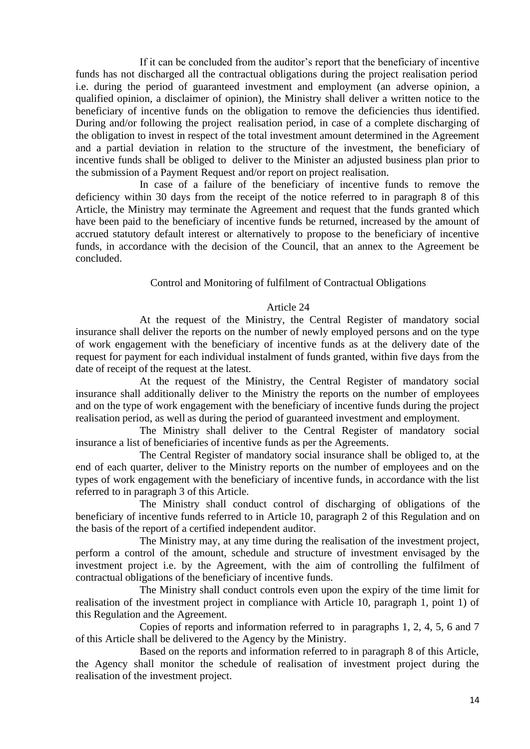If it can be concluded from the auditor's report that the beneficiary of incentive funds has not discharged all the contractual obligations during the project realisation period i.e. during the period of guaranteed investment and employment (an adverse opinion, a qualified opinion, a disclaimer of opinion), the Ministry shall deliver a written notice to the beneficiary of incentive funds on the obligation to remove the deficiencies thus identified. During and/or following the project realisation period, in case of a complete discharging of the obligation to invest in respect of the total investment amount determined in the Agreement and a partial deviation in relation to the structure of the investment, the beneficiary of incentive funds shall be obliged to deliver to the Minister an adjusted business plan prior to the submission of a Payment Request and/or report on project realisation.

In case of a failure of the beneficiary of incentive funds to remove the deficiency within 30 days from the receipt of the notice referred to in paragraph 8 of this Article, the Ministry may terminate the Agreement and request that the funds granted which have been paid to the beneficiary of incentive funds be returned, increased by the amount of accrued statutory default interest or alternatively to propose to the beneficiary of incentive funds, in accordance with the decision of the Council, that an annex to the Agreement be concluded.

## Control and Monitoring of fulfilment of Contractual Obligations

### Article 24

At the request of the Ministry, the Central Register of mandatory social insurance shall deliver the reports on the number of newly employed persons and on the type of work engagement with the beneficiary of incentive funds as at the delivery date of the request for payment for each individual instalment of funds granted, within five days from the date of receipt of the request at the latest.

At the request of the Ministry, the Central Register of mandatory social insurance shall additionally deliver to the Ministry the reports on the number of employees and on the type of work engagement with the beneficiary of incentive funds during the project realisation period, as well as during the period of guaranteed investment and employment.

The Ministry shall deliver to the Central Register of mandatory social insurance a list of beneficiaries of incentive funds as per the Agreements.

The Central Register of mandatory social insurance shall be obliged to, at the end of each quarter, deliver to the Ministry reports on the number of employees and on the types of work engagement with the beneficiary of incentive funds, in accordance with the list referred to in paragraph 3 of this Article.

The Ministry shall conduct control of discharging of obligations of the beneficiary of incentive funds referred to in Article 10, paragraph 2 of this Regulation and on the basis of the report of a certified independent auditor.

The Ministry may, at any time during the realisation of the investment project, perform a control of the amount, schedule and structure of investment envisaged by the investment project i.e. by the Agreement, with the aim of controlling the fulfilment of contractual obligations of the beneficiary of incentive funds.

The Ministry shall conduct controls even upon the expiry of the time limit for realisation of the investment project in compliance with Article 10, paragraph 1, point 1) of this Regulation and the Agreement.

Copies of reports and information referred to in paragraphs 1, 2, 4, 5, 6 and 7 of this Article shall be delivered to the Agency by the Ministry.

Based on the reports and information referred to in paragraph 8 of this Article, the Agency shall monitor the schedule of realisation of investment project during the realisation of the investment project.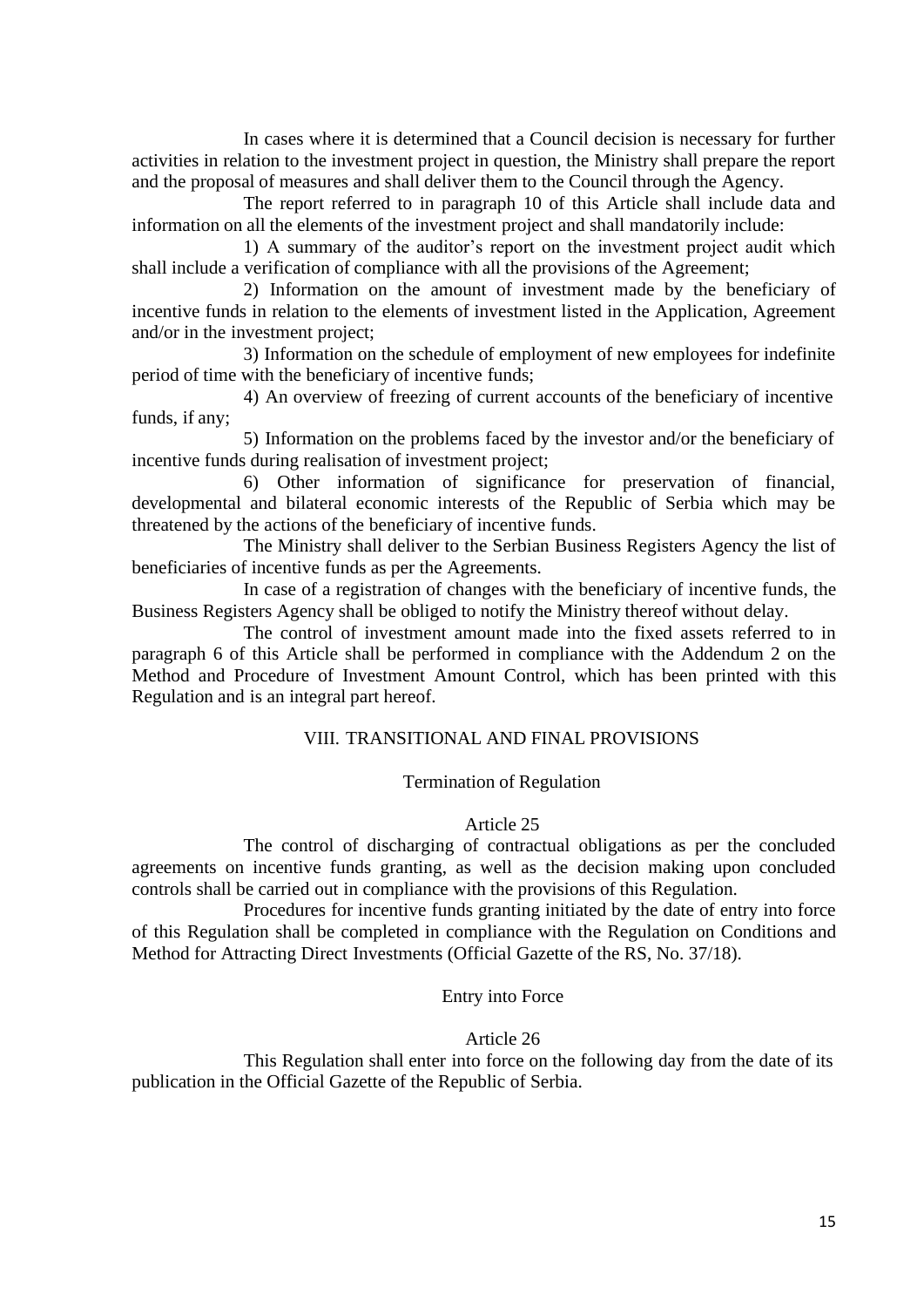In cases where it is determined that a Council decision is necessary for further activities in relation to the investment project in question, the Ministry shall prepare the report and the proposal of measures and shall deliver them to the Council through the Agency.

The report referred to in paragraph 10 of this Article shall include data and information on all the elements of the investment project and shall mandatorily include:

1) A summary of the auditor's report on the investment project audit which shall include a verification of compliance with all the provisions of the Agreement;

2) Information on the amount of investment made by the beneficiary of incentive funds in relation to the elements of investment listed in the Application, Agreement and/or in the investment project;

3) Information on the schedule of employment of new employees for indefinite period of time with the beneficiary of incentive funds;

4) An overview of freezing of current accounts of the beneficiary of incentive funds, if any;

5) Information on the problems faced by the investor and/or the beneficiary of incentive funds during realisation of investment project;

6) Other information of significance for preservation of financial, developmental and bilateral economic interests of the Republic of Serbia which may be threatened by the actions of the beneficiary of incentive funds.

The Ministry shall deliver to the Serbian Business Registers Agency the list of beneficiaries of incentive funds as per the Agreements.

In case of a registration of changes with the beneficiary of incentive funds, the Business Registers Agency shall be obliged to notify the Ministry thereof without delay.

The control of investment amount made into the fixed assets referred to in paragraph 6 of this Article shall be performed in compliance with the Addendum 2 on the Method and Procedure of Investment Amount Control, which has been printed with this Regulation and is an integral part hereof.

## VIII. TRANSITIONAL AND FINAL PROVISIONS

### Termination of Regulation

#### Article 25

The control of discharging of contractual obligations as per the concluded agreements on incentive funds granting, as well as the decision making upon concluded controls shall be carried out in compliance with the provisions of this Regulation.

Procedures for incentive funds granting initiated by the date of entry into force of this Regulation shall be completed in compliance with the Regulation on Conditions and Method for Attracting Direct Investments (Official Gazette of the RS, No. 37/18).

### Entry into Force

#### Article 26

This Regulation shall enter into force on the following day from the date of its publication in the Official Gazette of the Republic of Serbia.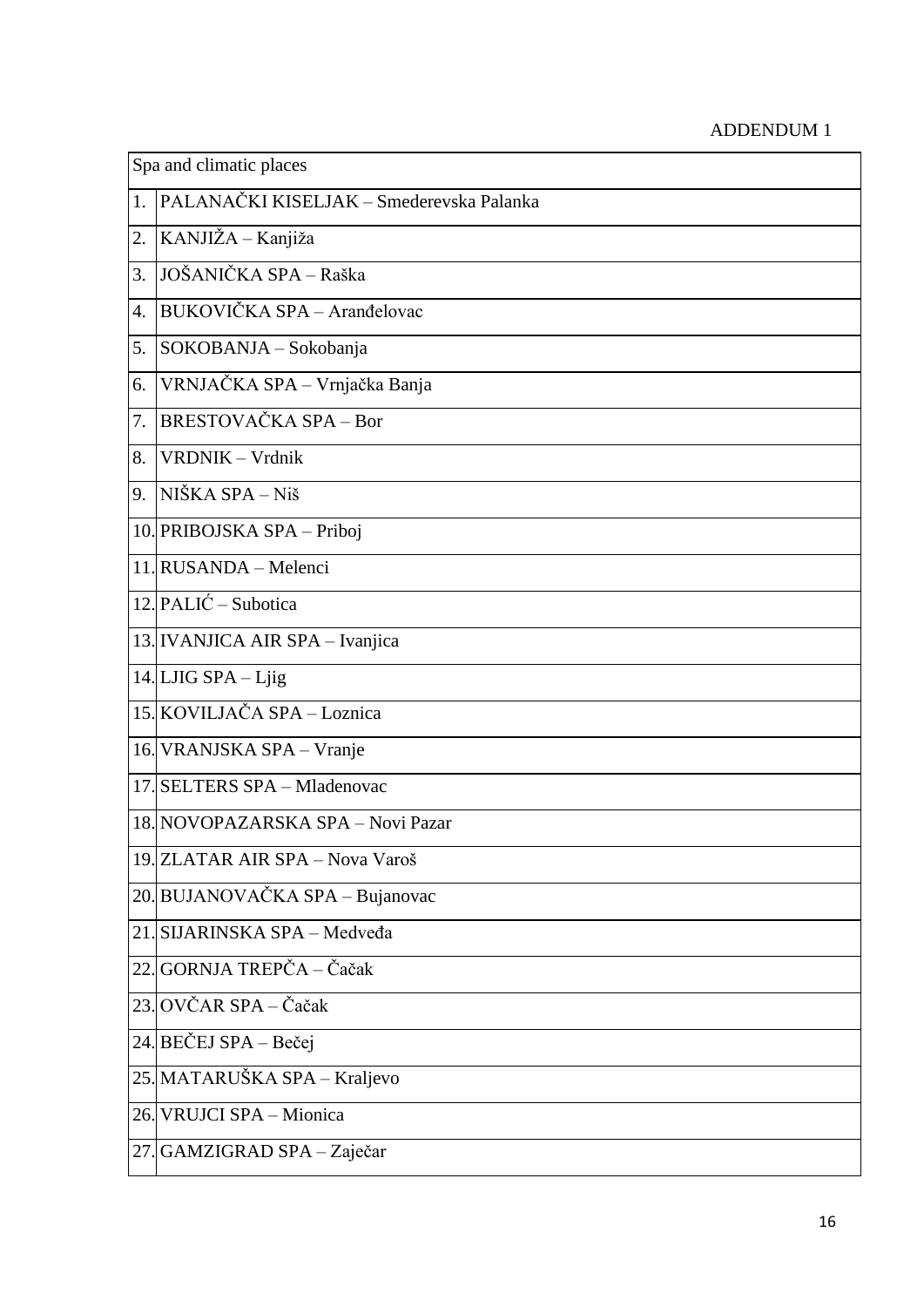ADDENDUM 1

| Spa and climatic places | |
|---|---|
| 1. | PALANAČKI KISELJAK – Smederevska Palanka |
| 2. | KANJIŽA – Kanjiža |
| 3. | JOŠANIČKA SPA – Raška |
| 4. | BUKOVIČKA SPA – Aranđelovac |
| 5. | SOKOBANJA – Sokobanja |
| 6. | VRNJAČKA SPA – Vrnjačka Banja |
| 7. | BRESTOVAČKA SPA – Bor |
| 8. | VRDNIK – Vrdnik |
| 9. | NIŠKA SPA – Niš |
| 10. | PRIBOJSKA SPA – Priboj |
| 11. | RUSANDA – Melenci |
| 12. | PALIĆ – Subotica |
| 13. | IVANJICA AIR SPA – Ivanjica |
| 14. | LJIG SPA – Ljig |
| 15. | KOVILJAČA SPA – Loznica |
| 16. | VRANJSKA SPA – Vranje |
| 17. | SELTERS SPA – Mladenovac |
| 18. | NOVOPAZARSKA SPA – Novi Pazar |
| 19. | ZLATAR AIR SPA – Nova Varoš |
| 20. | BUJANOVAČKA SPA – Bujanovac |
| 21. | SIJARINSKA SPA – Medveđa |
| 22. | GORNJA TREPČA – Čačak |
| 23. | OVČAR SPA – Čačak |
| 24. | BEČEJ SPA – Bečej |
| 25. | MATARUŠKA SPA – Kraljevo |
| 26. | VRUJCI SPA – Mionica |
| 27. | GAMZIGRAD SPA – Zaječar |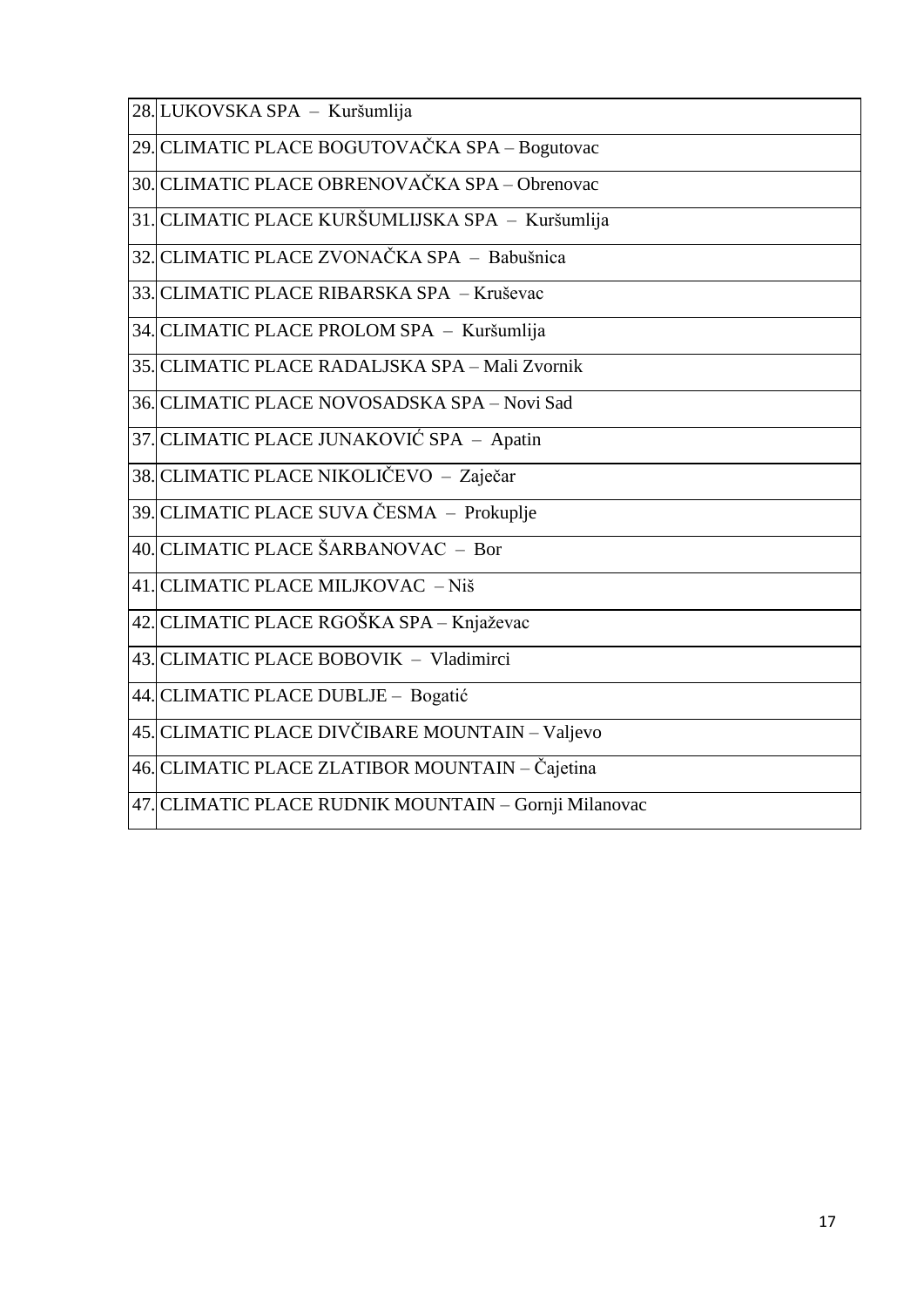| | |
|---|---|
| 28. | LUKOVSKA SPA – Kuršumlija |
| 29. | CLIMATIC PLACE BOGUTOVAČKA SPA – Bogutovac |
| 30. | CLIMATIC PLACE OBRENOVAČKA SPA – Obrenovac |
| 31. | CLIMATIC PLACE KURŠUMLIJSKA SPA – Kuršumlija |
| 32. | CLIMATIC PLACE ZVONAČKA SPA – Babušnica |
| 33. | CLIMATIC PLACE RIBARSKA SPA – Kruševac |
| 34. | CLIMATIC PLACE PROLOM SPA – Kuršumlija |
| 35. | CLIMATIC PLACE RADALJSKA SPA – Mali Zvornik |
| 36. | CLIMATIC PLACE NOVOSADSKA SPA – Novi Sad |
| 37. | CLIMATIC PLACE JUNAKOVIĆ SPA – Apatin |
| 38. | CLIMATIC PLACE NIKOLIČEVO – Zaječar |
| 39. | CLIMATIC PLACE SUVA ČESMA – Prokuplje |
| 40. | CLIMATIC PLACE ŠARBANOVAC – Bor |
| 41. | CLIMATIC PLACE MILJKOVAC – Niš |
| 42. | CLIMATIC PLACE RGOŠKA SPA – Knjaževac |
| 43. | CLIMATIC PLACE BOBOVIK – Vladimirci |
| 44. | CLIMATIC PLACE DUBLJE – Bogatić |
| 45. | CLIMATIC PLACE DIVČIBARE MOUNTAIN – Valjevo |
| 46. | CLIMATIC PLACE ZLATIBOR MOUNTAIN – Čajetina |
| 47. | CLIMATIC PLACE RUDNIK MOUNTAIN – Gornji Milanovac |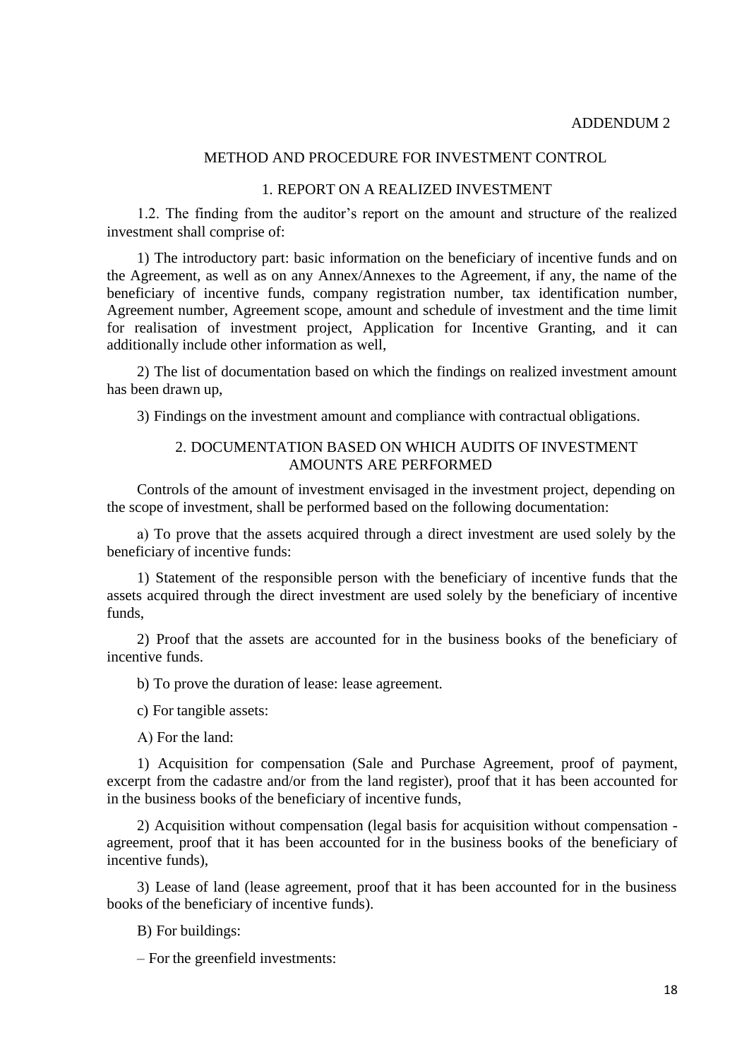ADDENDUM 2

## METHOD AND PROCEDURE FOR INVESTMENT CONTROL

### 1. REPORT ON A REALIZED INVESTMENT

1.2. The finding from the auditor's report on the amount and structure of the realized investment shall comprise of:

1) The introductory part: basic information on the beneficiary of incentive funds and on the Agreement, as well as on any Annex/Annexes to the Agreement, if any, the name of the beneficiary of incentive funds, company registration number, tax identification number, Agreement number, Agreement scope, amount and schedule of investment and the time limit for realisation of investment project, Application for Incentive Granting, and it can additionally include other information as well,

2) The list of documentation based on which the findings on realized investment amount has been drawn up,

3) Findings on the investment amount and compliance with contractual obligations.

### 2. DOCUMENTATION BASED ON WHICH AUDITS OF INVESTMENT AMOUNTS ARE PERFORMED

Controls of the amount of investment envisaged in the investment project, depending on the scope of investment, shall be performed based on the following documentation:

a) To prove that the assets acquired through a direct investment are used solely by the beneficiary of incentive funds:

1) Statement of the responsible person with the beneficiary of incentive funds that the assets acquired through the direct investment are used solely by the beneficiary of incentive funds,

2) Proof that the assets are accounted for in the business books of the beneficiary of incentive funds.

b) To prove the duration of lease: lease agreement.

c) For tangible assets:

A) For the land:

1) Acquisition for compensation (Sale and Purchase Agreement, proof of payment, excerpt from the cadastre and/or from the land register), proof that it has been accounted for in the business books of the beneficiary of incentive funds,

2) Acquisition without compensation (legal basis for acquisition without compensation - agreement, proof that it has been accounted for in the business books of the beneficiary of incentive funds),

3) Lease of land (lease agreement, proof that it has been accounted for in the business books of the beneficiary of incentive funds).

B) For buildings:

– For the greenfield investments: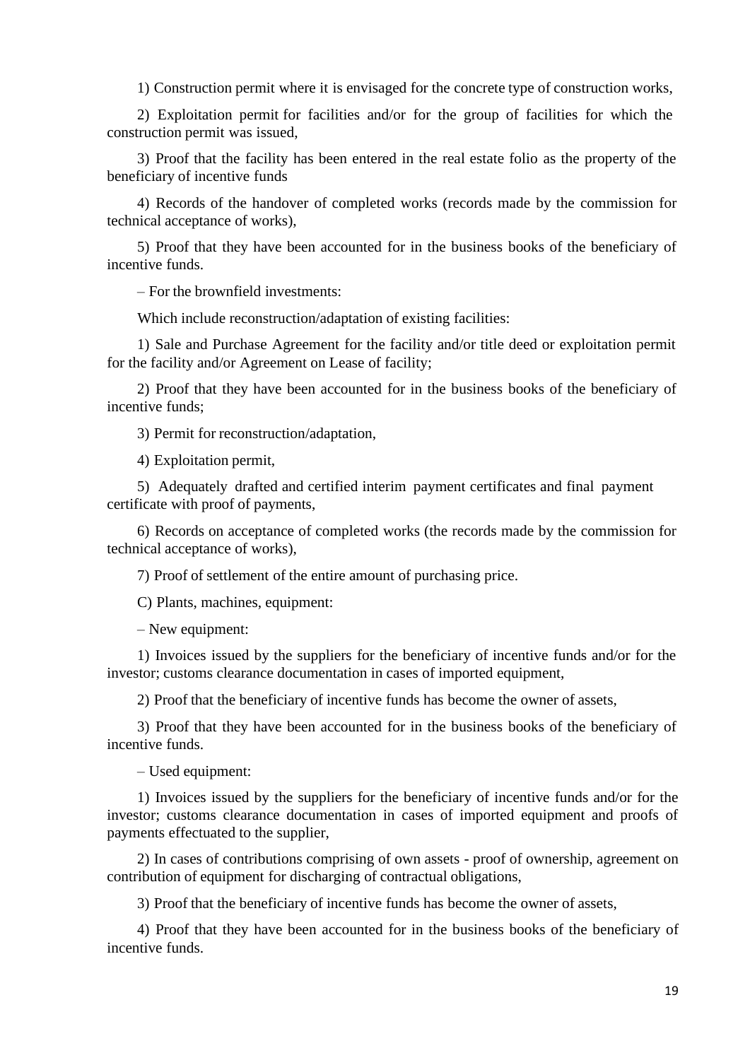1) Construction permit where it is envisaged for the concrete type of construction works,

2) Exploitation permit for facilities and/or for the group of facilities for which the construction permit was issued,

3) Proof that the facility has been entered in the real estate folio as the property of the beneficiary of incentive funds

4) Records of the handover of completed works (records made by the commission for technical acceptance of works),

5) Proof that they have been accounted for in the business books of the beneficiary of incentive funds.

– For the brownfield investments:

Which include reconstruction/adaptation of existing facilities:

1) Sale and Purchase Agreement for the facility and/or title deed or exploitation permit for the facility and/or Agreement on Lease of facility;

2) Proof that they have been accounted for in the business books of the beneficiary of incentive funds;

3) Permit for reconstruction/adaptation,

4) Exploitation permit,

5) Adequately drafted and certified interim payment certificates and final payment certificate with proof of payments,

6) Records on acceptance of completed works (the records made by the commission for technical acceptance of works),

7) Proof of settlement of the entire amount of purchasing price.

C) Plants, machines, equipment:

– New equipment:

1) Invoices issued by the suppliers for the beneficiary of incentive funds and/or for the investor; customs clearance documentation in cases of imported equipment,

2) Proof that the beneficiary of incentive funds has become the owner of assets,

3) Proof that they have been accounted for in the business books of the beneficiary of incentive funds.

– Used equipment:

1) Invoices issued by the suppliers for the beneficiary of incentive funds and/or for the investor; customs clearance documentation in cases of imported equipment and proofs of payments effectuated to the supplier,

2) In cases of contributions comprising of own assets - proof of ownership, agreement on contribution of equipment for discharging of contractual obligations,

3) Proof that the beneficiary of incentive funds has become the owner of assets,

4) Proof that they have been accounted for in the business books of the beneficiary of incentive funds.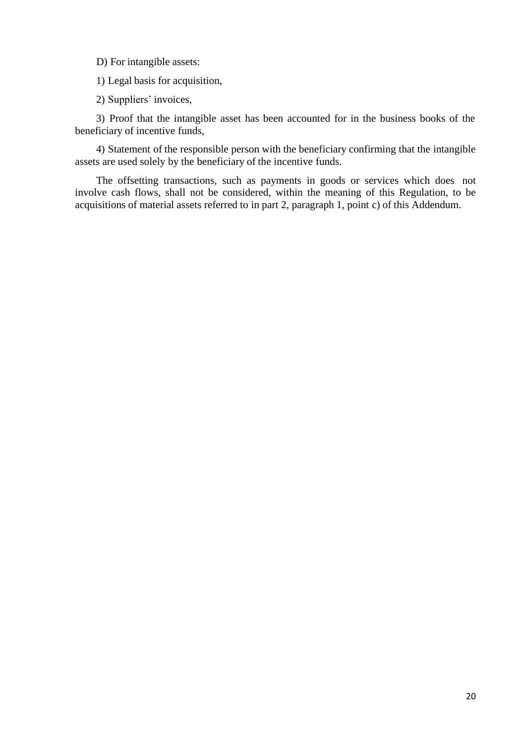D) For intangible assets:

1) Legal basis for acquisition,

2) Suppliers' invoices,

3) Proof that the intangible asset has been accounted for in the business books of the beneficiary of incentive funds,

4) Statement of the responsible person with the beneficiary confirming that the intangible assets are used solely by the beneficiary of the incentive funds.

The offsetting transactions, such as payments in goods or services which does not involve cash flows, shall not be considered, within the meaning of this Regulation, to be acquisitions of material assets referred to in part 2, paragraph 1, point c) of this Addendum.